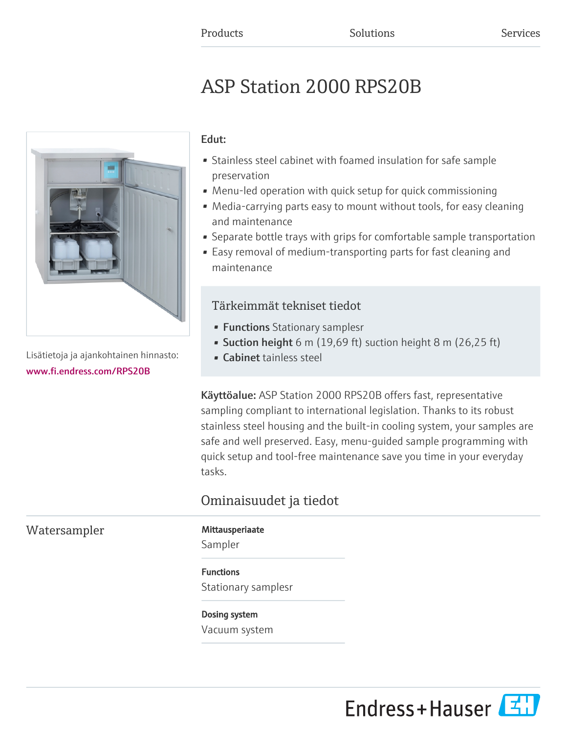Products Solutions Services

# ASP Station 2000 RPS20B

Lisätietoja ja ajankohtainen hinnasto:
www.fi.endress.com/RPS20B

**Edut:**

- Stainless steel cabinet with foamed insulation for safe sample preservation
- Menu-led operation with quick setup for quick commissioning
- Media-carrying parts easy to mount without tools, for easy cleaning and maintenance
- Separate bottle trays with grips for comfortable sample transportation
- Easy removal of medium-transporting parts for fast cleaning and maintenance

## Tärkeimmät tekniset tiedot

- **Functions** Stationary samplesr
- **Suction height** 6 m (19,69 ft) suction height 8 m (26,25 ft)
- **Cabinet** tainless steel

**Käyttöalue:** ASP Station 2000 RPS20B offers fast, representative sampling compliant to international legislation. Thanks to its robust stainless steel housing and the built-in cooling system, your samples are safe and well preserved. Easy, menu-guided sample programming with quick setup and tool-free maintenance save you time in your everyday tasks.

## Ominaisuudet ja tiedot

### Watersampler

**Mittausperiaate**
Sampler

**Functions**
Stationary samplesr

**Dosing system**
Vacuum system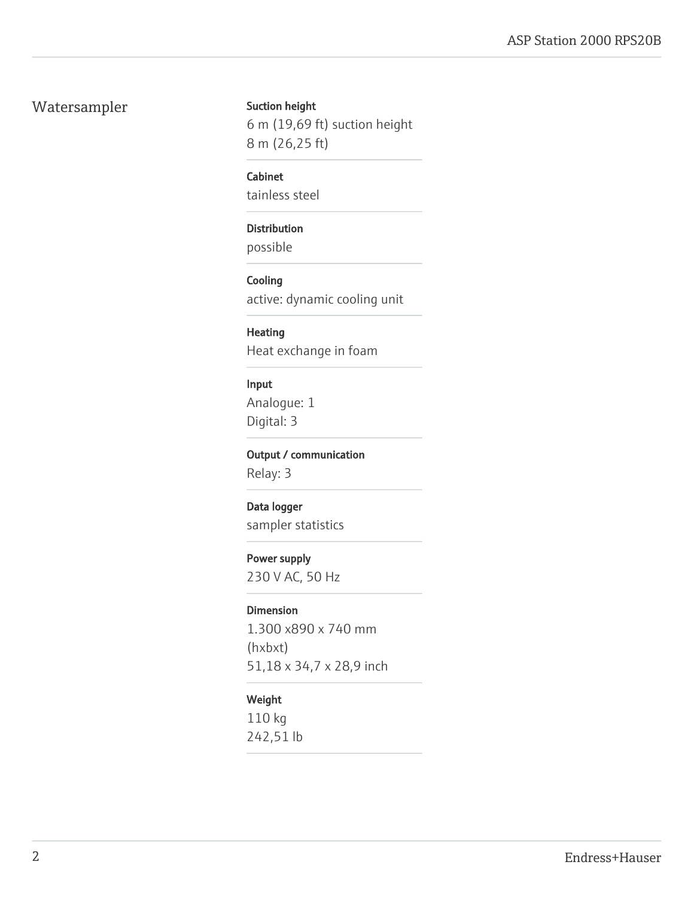## Watersampler

**Suction height**

6 m (19,69 ft) suction height
8 m (26,25 ft)

**Cabinet**

tainless steel

**Distribution**

possible

**Cooling**

active: dynamic cooling unit

**Heating**

Heat exchange in foam

**Input**

Analogue: 1
Digital: 3

**Output / communication**

Relay: 3

**Data logger**

sampler statistics

**Power supply**

230 V AC, 50 Hz

**Dimension**

1.300 x890 x 740 mm
(hxbxt)
51,18 x 34,7 x 28,9 inch

**Weight**

110 kg
242,51 lb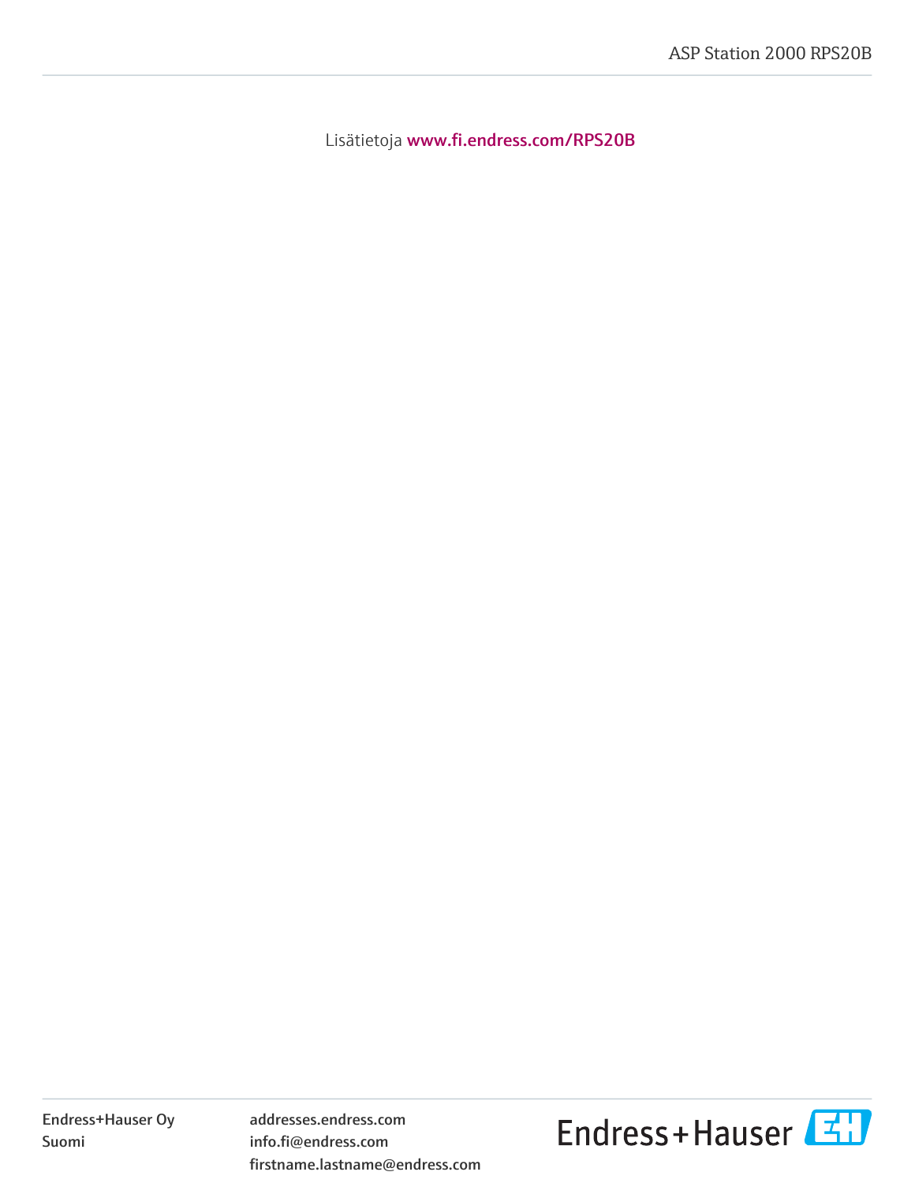Lisätietoja **www.fi.endress.com/RPS20B**

Endress+Hauser Oy
Suomi

addresses.endress.com
info.fi@endress.com
firstname.lastname@endress.com

Endress+Hauser